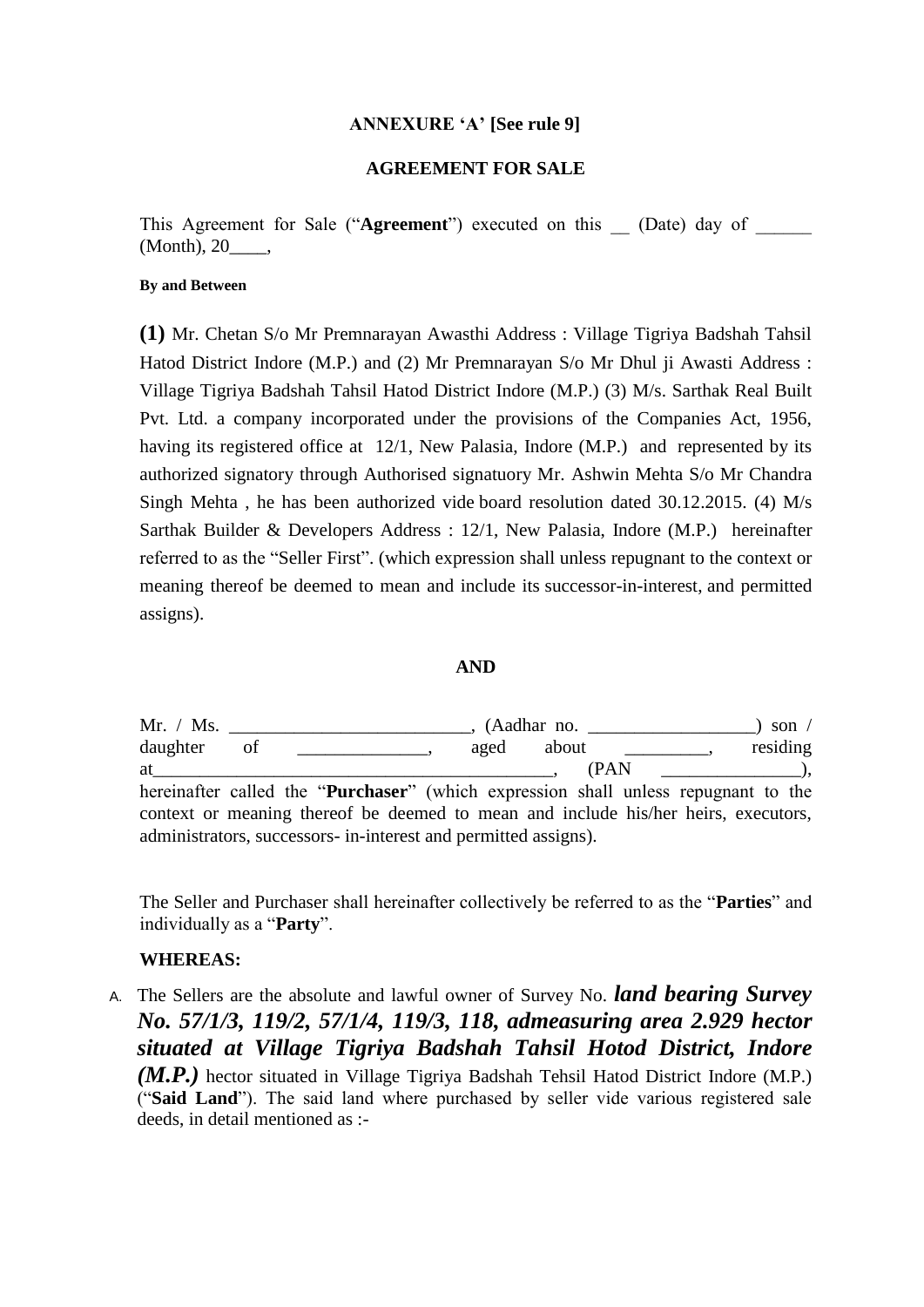**ANNEXURE 'A' [See rule 9]**

**AGREEMENT FOR SALE**

This Agreement for Sale ("**Agreement**") executed on this __ (Date) day of ______ (Month), 20____,

**By and Between**

**(1)** Mr. Chetan S/o Mr Premnarayan Awasthi Address : Village Tigriya Badshah Tahsil Hatod District Indore (M.P.) and (2) Mr Premnarayan S/o Mr Dhul ji Awasti Address : Village Tigriya Badshah Tahsil Hatod District Indore (M.P.) (3) M/s. Sarthak Real Built Pvt. Ltd. a company incorporated under the provisions of the Companies Act, 1956, having its registered office at 12/1, New Palasia, Indore (M.P.) and represented by its authorized signatory through Authorised signatuory Mr. Ashwin Mehta S/o Mr Chandra Singh Mehta , he has been authorized vide board resolution dated 30.12.2015. (4) M/s Sarthak Builder & Developers Address : 12/1, New Palasia, Indore (M.P.) hereinafter referred to as the "Seller First". (which expression shall unless repugnant to the context or meaning thereof be deemed to mean and include its successor-in-interest, and permitted assigns).

**AND**

Mr. / Ms. __________________________, (Aadhar no. __________________) son / daughter of ______________, aged about _________, residing at___________________________________________, (PAN _______________), hereinafter called the "**Purchaser**" (which expression shall unless repugnant to the context or meaning thereof be deemed to mean and include his/her heirs, executors, administrators, successors- in-interest and permitted assigns).

The Seller and Purchaser shall hereinafter collectively be referred to as the "**Parties**" and individually as a "**Party**".

**WHEREAS:**

A. The Sellers are the absolute and lawful owner of Survey No. ***land bearing Survey No. 57/1/3, 119/2, 57/1/4, 119/3, 118, admeasuring area 2.929 hector situated at Village Tigriya Badshah Tahsil Hotod District, Indore (M.P.)*** hector situated in Village Tigriya Badshah Tehsil Hatod District Indore (M.P.) ("**Said Land**"). The said land where purchased by seller vide various registered sale deeds, in detail mentioned as :-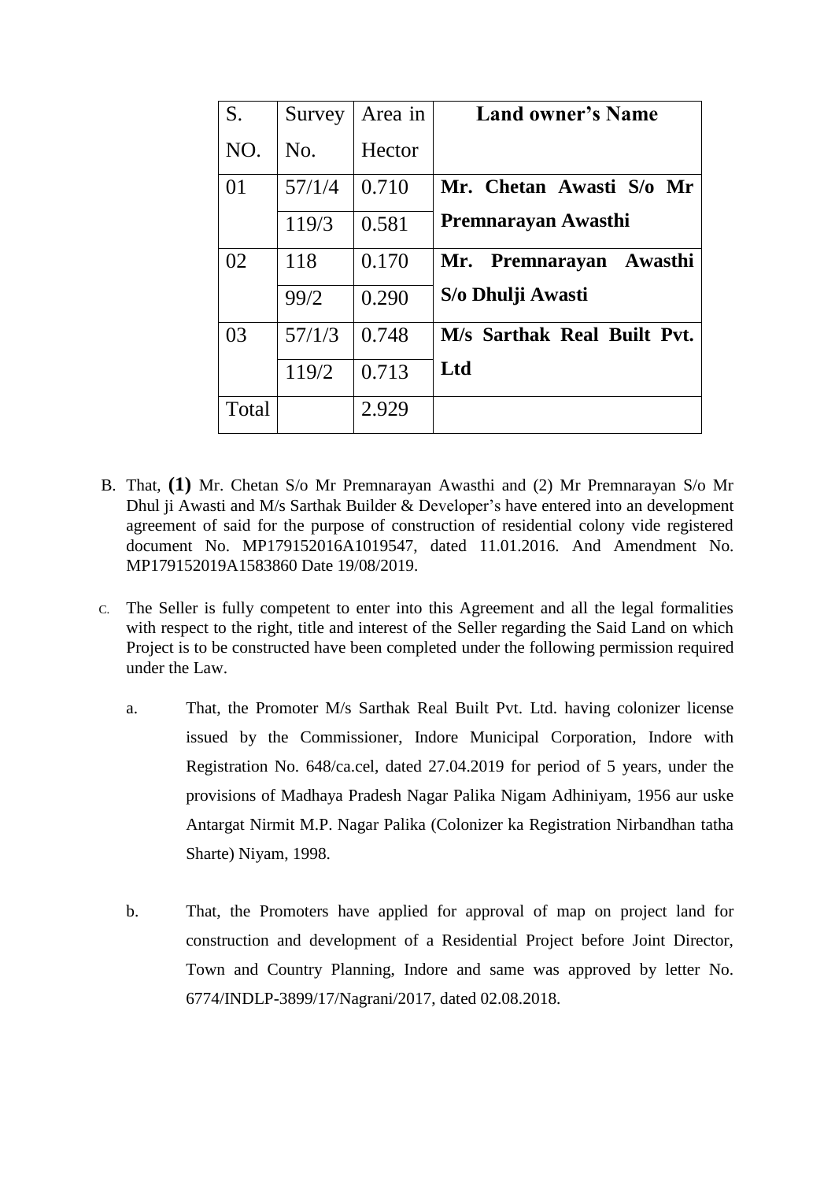| S. NO. | Survey No. | Area in Hector | Land owner's Name |
|---|---|---|---|
| 01 | 57/1/4 | 0.710 | **Mr. Chetan Awasti S/o Mr Premnarayan Awasthi** |
| | 119/3 | 0.581 | |
| 02 | 118 | 0.170 | **Mr. Premnarayan Awasthi S/o Dhulji Awasti** |
| | 99/2 | 0.290 | |
| 03 | 57/1/3 | 0.748 | **M/s Sarthak Real Built Pvt. Ltd** |
| | 119/2 | 0.713 | |
| Total | | 2.929 | |

B. That, **(1)** Mr. Chetan S/o Mr Premnarayan Awasthi and (2) Mr Premnarayan S/o Mr Dhul ji Awasti and M/s Sarthak Builder & Developer's have entered into an development agreement of said for the purpose of construction of residential colony vide registered document No. MP179152016A1019547, dated 11.01.2016. And Amendment No. MP179152019A1583860 Date 19/08/2019.

C. The Seller is fully competent to enter into this Agreement and all the legal formalities with respect to the right, title and interest of the Seller regarding the Said Land on which Project is to be constructed have been completed under the following permission required under the Law.

   a. That, the Promoter M/s Sarthak Real Built Pvt. Ltd. having colonizer license issued by the Commissioner, Indore Municipal Corporation, Indore with Registration No. 648/ca.cel, dated 27.04.2019 for period of 5 years, under the provisions of Madhaya Pradesh Nagar Palika Nigam Adhiniyam, 1956 aur uske Antargat Nirmit M.P. Nagar Palika (Colonizer ka Registration Nirbandhan tatha Sharte) Niyam, 1998.

   b. That, the Promoters have applied for approval of map on project land for construction and development of a Residential Project before Joint Director, Town and Country Planning, Indore and same was approved by letter No. 6774/INDLP-3899/17/Nagrani/2017, dated 02.08.2018.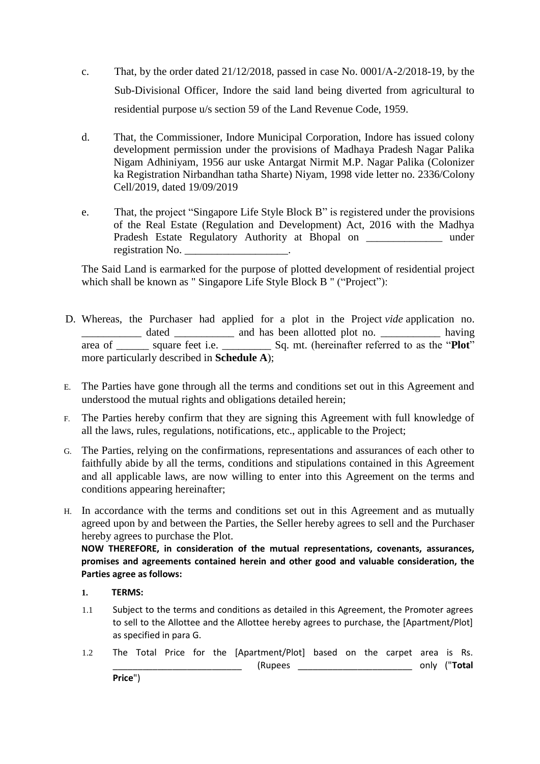c. That, by the order dated 21/12/2018, passed in case No. 0001/A-2/2018-19, by the Sub-Divisional Officer, Indore the said land being diverted from agricultural to residential purpose u/s section 59 of the Land Revenue Code, 1959.

d. That, the Commissioner, Indore Municipal Corporation, Indore has issued colony development permission under the provisions of Madhaya Pradesh Nagar Palika Nigam Adhiniyam, 1956 aur uske Antargat Nirmit M.P. Nagar Palika (Colonizer ka Registration Nirbandhan tatha Sharte) Niyam, 1998 vide letter no. 2336/Colony Cell/2019, dated 19/09/2019

e. That, the project "Singapore Life Style Block B" is registered under the provisions of the Real Estate (Regulation and Development) Act, 2016 with the Madhya Pradesh Estate Regulatory Authority at Bhopal on ______________ under registration No. ___________________.

The Said Land is earmarked for the purpose of plotted development of residential project which shall be known as " Singapore Life Style Block B " ("Project"):

D. Whereas, the Purchaser had applied for a plot in the Project *vide* application no. ___________ dated ___________ and has been allotted plot no. ___________ having area of ______ square feet i.e. _________ Sq. mt. (hereinafter referred to as the "**Plot**" more particularly described in **Schedule A**);

E. The Parties have gone through all the terms and conditions set out in this Agreement and understood the mutual rights and obligations detailed herein;

F. The Parties hereby confirm that they are signing this Agreement with full knowledge of all the laws, rules, regulations, notifications, etc., applicable to the Project;

G. The Parties, relying on the confirmations, representations and assurances of each other to faithfully abide by all the terms, conditions and stipulations contained in this Agreement and all applicable laws, are now willing to enter into this Agreement on the terms and conditions appearing hereinafter;

H. In accordance with the terms and conditions set out in this Agreement and as mutually agreed upon by and between the Parties, the Seller hereby agrees to sell and the Purchaser hereby agrees to purchase the Plot.

**NOW THEREFORE, in consideration of the mutual representations, covenants, assurances, promises and agreements contained herein and other good and valuable consideration, the Parties agree as follows:**

**1. TERMS:**

1.1 Subject to the terms and conditions as detailed in this Agreement, the Promoter agrees to sell to the Allottee and the Allottee hereby agrees to purchase, the [Apartment/Plot] as specified in para G.

1.2 The Total Price for the [Apartment/Plot] based on the carpet area is Rs. ___________________________ (Rupees _______________________ only ("**Total Price**")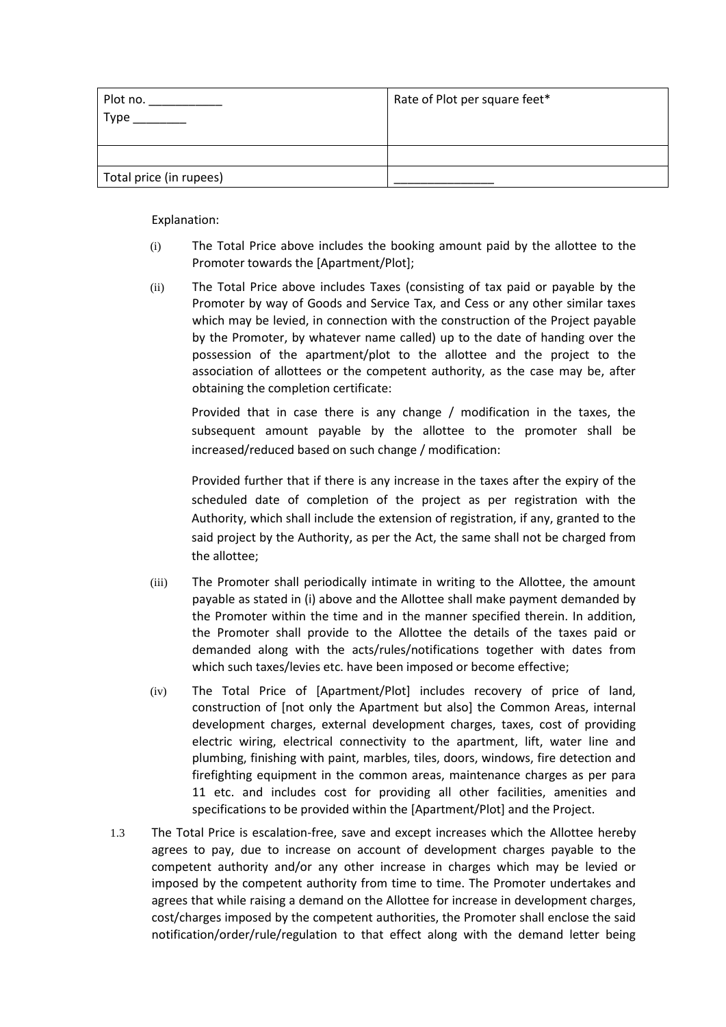| Plot no. ___________<br>Type ________ | Rate of Plot per square feet* |
|---|---|
| | |
| Total price (in rupees) | _______________ |

Explanation:

(i) The Total Price above includes the booking amount paid by the allottee to the Promoter towards the [Apartment/Plot];

(ii) The Total Price above includes Taxes (consisting of tax paid or payable by the Promoter by way of Goods and Service Tax, and Cess or any other similar taxes which may be levied, in connection with the construction of the Project payable by the Promoter, by whatever name called) up to the date of handing over the possession of the apartment/plot to the allottee and the project to the association of allottees or the competent authority, as the case may be, after obtaining the completion certificate:

Provided that in case there is any change / modification in the taxes, the subsequent amount payable by the allottee to the promoter shall be increased/reduced based on such change / modification:

Provided further that if there is any increase in the taxes after the expiry of the scheduled date of completion of the project as per registration with the Authority, which shall include the extension of registration, if any, granted to the said project by the Authority, as per the Act, the same shall not be charged from the allottee;

(iii) The Promoter shall periodically intimate in writing to the Allottee, the amount payable as stated in (i) above and the Allottee shall make payment demanded by the Promoter within the time and in the manner specified therein. In addition, the Promoter shall provide to the Allottee the details of the taxes paid or demanded along with the acts/rules/notifications together with dates from which such taxes/levies etc. have been imposed or become effective;

(iv) The Total Price of [Apartment/Plot] includes recovery of price of land, construction of [not only the Apartment but also] the Common Areas, internal development charges, external development charges, taxes, cost of providing electric wiring, electrical connectivity to the apartment, lift, water line and plumbing, finishing with paint, marbles, tiles, doors, windows, fire detection and firefighting equipment in the common areas, maintenance charges as per para 11 etc. and includes cost for providing all other facilities, amenities and specifications to be provided within the [Apartment/Plot] and the Project.

1.3 The Total Price is escalation-free, save and except increases which the Allottee hereby agrees to pay, due to increase on account of development charges payable to the competent authority and/or any other increase in charges which may be levied or imposed by the competent authority from time to time. The Promoter undertakes and agrees that while raising a demand on the Allottee for increase in development charges, cost/charges imposed by the competent authorities, the Promoter shall enclose the said notification/order/rule/regulation to that effect along with the demand letter being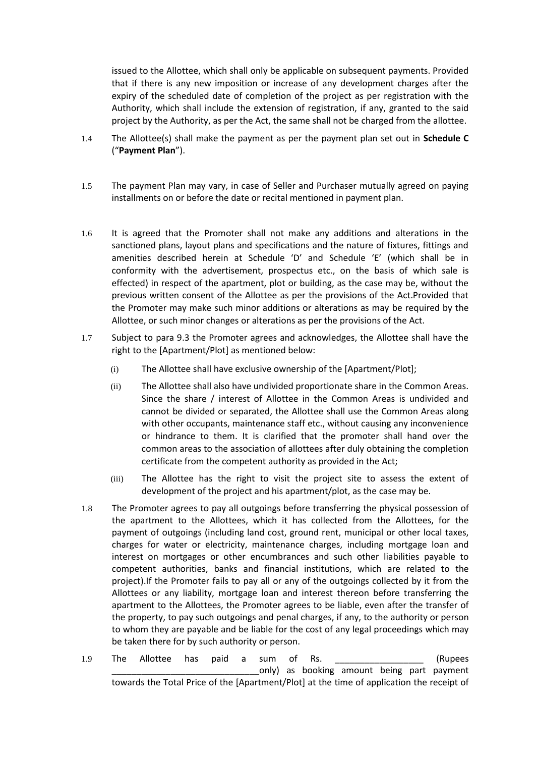issued to the Allottee, which shall only be applicable on subsequent payments. Provided that if there is any new imposition or increase of any development charges after the expiry of the scheduled date of completion of the project as per registration with the Authority, which shall include the extension of registration, if any, granted to the said project by the Authority, as per the Act, the same shall not be charged from the allottee.

1.4 The Allottee(s) shall make the payment as per the payment plan set out in **Schedule C** ("**Payment Plan**").

1.5 The payment Plan may vary, in case of Seller and Purchaser mutually agreed on paying installments on or before the date or recital mentioned in payment plan.

1.6 It is agreed that the Promoter shall not make any additions and alterations in the sanctioned plans, layout plans and specifications and the nature of fixtures, fittings and amenities described herein at Schedule 'D' and Schedule 'E' (which shall be in conformity with the advertisement, prospectus etc., on the basis of which sale is effected) in respect of the apartment, plot or building, as the case may be, without the previous written consent of the Allottee as per the provisions of the Act.Provided that the Promoter may make such minor additions or alterations as may be required by the Allottee, or such minor changes or alterations as per the provisions of the Act.

1.7 Subject to para 9.3 the Promoter agrees and acknowledges, the Allottee shall have the right to the [Apartment/Plot] as mentioned below:

(i) The Allottee shall have exclusive ownership of the [Apartment/Plot];

(ii) The Allottee shall also have undivided proportionate share in the Common Areas. Since the share / interest of Allottee in the Common Areas is undivided and cannot be divided or separated, the Allottee shall use the Common Areas along with other occupants, maintenance staff etc., without causing any inconvenience or hindrance to them. It is clarified that the promoter shall hand over the common areas to the association of allottees after duly obtaining the completion certificate from the competent authority as provided in the Act;

(iii) The Allottee has the right to visit the project site to assess the extent of development of the project and his apartment/plot, as the case may be.

1.8 The Promoter agrees to pay all outgoings before transferring the physical possession of the apartment to the Allottees, which it has collected from the Allottees, for the payment of outgoings (including land cost, ground rent, municipal or other local taxes, charges for water or electricity, maintenance charges, including mortgage loan and interest on mortgages or other encumbrances and such other liabilities payable to competent authorities, banks and financial institutions, which are related to the project).If the Promoter fails to pay all or any of the outgoings collected by it from the Allottees or any liability, mortgage loan and interest thereon before transferring the apartment to the Allottees, the Promoter agrees to be liable, even after the transfer of the property, to pay such outgoings and penal charges, if any, to the authority or person to whom they are payable and be liable for the cost of any legal proceedings which may be taken there for by such authority or person.

1.9 The Allottee has paid a sum of Rs. __________________ (Rupees ______________________________only) as booking amount being part payment towards the Total Price of the [Apartment/Plot] at the time of application the receipt of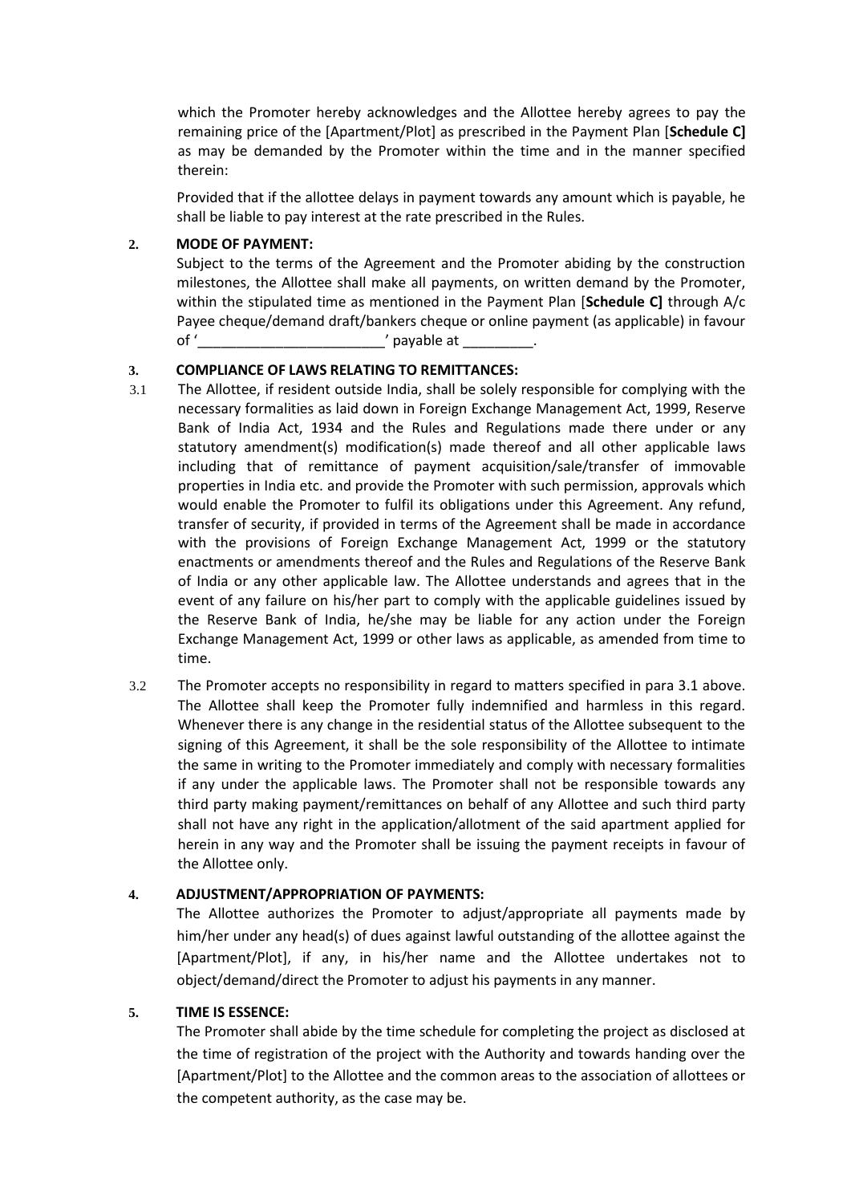which the Promoter hereby acknowledges and the Allottee hereby agrees to pay the remaining price of the [Apartment/Plot] as prescribed in the Payment Plan [**Schedule C]** as may be demanded by the Promoter within the time and in the manner specified therein:

Provided that if the allottee delays in payment towards any amount which is payable, he shall be liable to pay interest at the rate prescribed in the Rules.

**2. MODE OF PAYMENT:**

Subject to the terms of the Agreement and the Promoter abiding by the construction milestones, the Allottee shall make all payments, on written demand by the Promoter, within the stipulated time as mentioned in the Payment Plan [**Schedule C]** through A/c Payee cheque/demand draft/bankers cheque or online payment (as applicable) in favour of '________________________' payable at _________.

**3. COMPLIANCE OF LAWS RELATING TO REMITTANCES:**

3.1 The Allottee, if resident outside India, shall be solely responsible for complying with the necessary formalities as laid down in Foreign Exchange Management Act, 1999, Reserve Bank of India Act, 1934 and the Rules and Regulations made there under or any statutory amendment(s) modification(s) made thereof and all other applicable laws including that of remittance of payment acquisition/sale/transfer of immovable properties in India etc. and provide the Promoter with such permission, approvals which would enable the Promoter to fulfil its obligations under this Agreement. Any refund, transfer of security, if provided in terms of the Agreement shall be made in accordance with the provisions of Foreign Exchange Management Act, 1999 or the statutory enactments or amendments thereof and the Rules and Regulations of the Reserve Bank of India or any other applicable law. The Allottee understands and agrees that in the event of any failure on his/her part to comply with the applicable guidelines issued by the Reserve Bank of India, he/she may be liable for any action under the Foreign Exchange Management Act, 1999 or other laws as applicable, as amended from time to time.

3.2 The Promoter accepts no responsibility in regard to matters specified in para 3.1 above. The Allottee shall keep the Promoter fully indemnified and harmless in this regard. Whenever there is any change in the residential status of the Allottee subsequent to the signing of this Agreement, it shall be the sole responsibility of the Allottee to intimate the same in writing to the Promoter immediately and comply with necessary formalities if any under the applicable laws. The Promoter shall not be responsible towards any third party making payment/remittances on behalf of any Allottee and such third party shall not have any right in the application/allotment of the said apartment applied for herein in any way and the Promoter shall be issuing the payment receipts in favour of the Allottee only.

**4. ADJUSTMENT/APPROPRIATION OF PAYMENTS:**

The Allottee authorizes the Promoter to adjust/appropriate all payments made by him/her under any head(s) of dues against lawful outstanding of the allottee against the [Apartment/Plot], if any, in his/her name and the Allottee undertakes not to object/demand/direct the Promoter to adjust his payments in any manner.

**5. TIME IS ESSENCE:**

The Promoter shall abide by the time schedule for completing the project as disclosed at the time of registration of the project with the Authority and towards handing over the [Apartment/Plot] to the Allottee and the common areas to the association of allottees or the competent authority, as the case may be.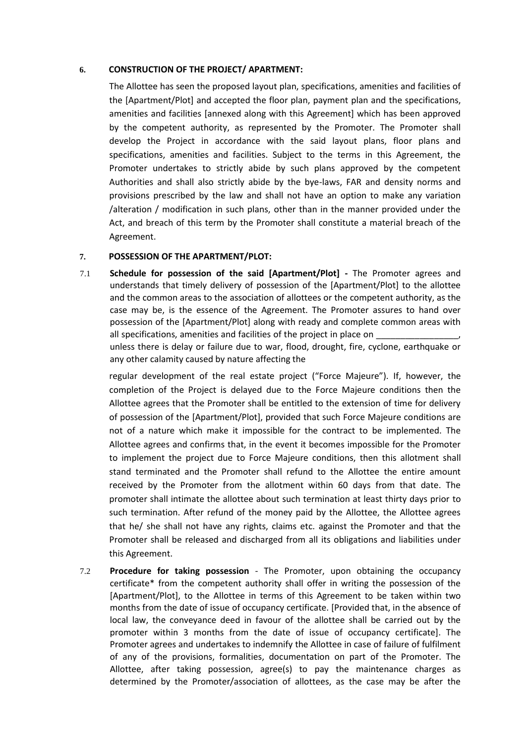**6. CONSTRUCTION OF THE PROJECT/ APARTMENT:**

The Allottee has seen the proposed layout plan, specifications, amenities and facilities of the [Apartment/Plot] and accepted the floor plan, payment plan and the specifications, amenities and facilities [annexed along with this Agreement] which has been approved by the competent authority, as represented by the Promoter. The Promoter shall develop the Project in accordance with the said layout plans, floor plans and specifications, amenities and facilities. Subject to the terms in this Agreement, the Promoter undertakes to strictly abide by such plans approved by the competent Authorities and shall also strictly abide by the bye-laws, FAR and density norms and provisions prescribed by the law and shall not have an option to make any variation /alteration / modification in such plans, other than in the manner provided under the Act, and breach of this term by the Promoter shall constitute a material breach of the Agreement.

**7. POSSESSION OF THE APARTMENT/PLOT:**

7.1 **Schedule for possession of the said [Apartment/Plot] -** The Promoter agrees and understands that timely delivery of possession of the [Apartment/Plot] to the allottee and the common areas to the association of allottees or the competent authority, as the case may be, is the essence of the Agreement. The Promoter assures to hand over possession of the [Apartment/Plot] along with ready and complete common areas with all specifications, amenities and facilities of the project in place on _________________, unless there is delay or failure due to war, flood, drought, fire, cyclone, earthquake or any other calamity caused by nature affecting the regular development of the real estate project ("Force Majeure"). If, however, the completion of the Project is delayed due to the Force Majeure conditions then the Allottee agrees that the Promoter shall be entitled to the extension of time for delivery of possession of the [Apartment/Plot], provided that such Force Majeure conditions are not of a nature which make it impossible for the contract to be implemented. The Allottee agrees and confirms that, in the event it becomes impossible for the Promoter to implement the project due to Force Majeure conditions, then this allotment shall stand terminated and the Promoter shall refund to the Allottee the entire amount received by the Promoter from the allotment within 60 days from that date. The promoter shall intimate the allottee about such termination at least thirty days prior to such termination. After refund of the money paid by the Allottee, the Allottee agrees that he/ she shall not have any rights, claims etc. against the Promoter and that the Promoter shall be released and discharged from all its obligations and liabilities under this Agreement.

7.2 **Procedure for taking possession** - The Promoter, upon obtaining the occupancy certificate* from the competent authority shall offer in writing the possession of the [Apartment/Plot], to the Allottee in terms of this Agreement to be taken within two months from the date of issue of occupancy certificate. [Provided that, in the absence of local law, the conveyance deed in favour of the allottee shall be carried out by the promoter within 3 months from the date of issue of occupancy certificate]. The Promoter agrees and undertakes to indemnify the Allottee in case of failure of fulfilment of any of the provisions, formalities, documentation on part of the Promoter. The Allottee, after taking possession, agree(s) to pay the maintenance charges as determined by the Promoter/association of allottees, as the case may be after the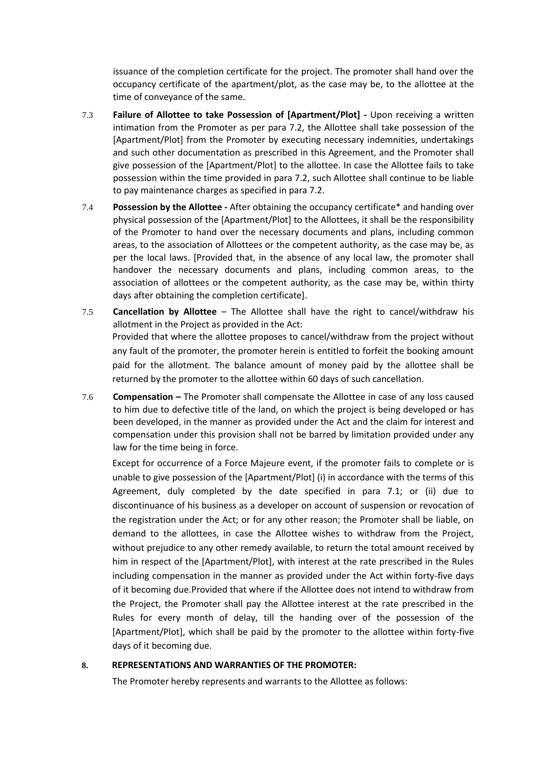issuance of the completion certificate for the project. The promoter shall hand over the occupancy certificate of the apartment/plot, as the case may be, to the allottee at the time of conveyance of the same.

7.3 **Failure of Allottee to take Possession of [Apartment/Plot] -** Upon receiving a written intimation from the Promoter as per para 7.2, the Allottee shall take possession of the [Apartment/Plot] from the Promoter by executing necessary indemnities, undertakings and such other documentation as prescribed in this Agreement, and the Promoter shall give possession of the [Apartment/Plot] to the allottee. In case the Allottee fails to take possession within the time provided in para 7.2, such Allottee shall continue to be liable to pay maintenance charges as specified in para 7.2.

7.4 **Possession by the Allottee -** After obtaining the occupancy certificate* and handing over physical possession of the [Apartment/Plot] to the Allottees, it shall be the responsibility of the Promoter to hand over the necessary documents and plans, including common areas, to the association of Allottees or the competent authority, as the case may be, as per the local laws. [Provided that, in the absence of any local law, the promoter shall handover the necessary documents and plans, including common areas, to the association of allottees or the competent authority, as the case may be, within thirty days after obtaining the completion certificate].

7.5 **Cancellation by Allottee** – The Allottee shall have the right to cancel/withdraw his allotment in the Project as provided in the Act:

Provided that where the allottee proposes to cancel/withdraw from the project without any fault of the promoter, the promoter herein is entitled to forfeit the booking amount paid for the allotment. The balance amount of money paid by the allottee shall be returned by the promoter to the allottee within 60 days of such cancellation.

7.6 **Compensation –** The Promoter shall compensate the Allottee in case of any loss caused to him due to defective title of the land, on which the project is being developed or has been developed, in the manner as provided under the Act and the claim for interest and compensation under this provision shall not be barred by limitation provided under any law for the time being in force.

Except for occurrence of a Force Majeure event, if the promoter fails to complete or is unable to give possession of the [Apartment/Plot] (i) in accordance with the terms of this Agreement, duly completed by the date specified in para 7.1; or (ii) due to discontinuance of his business as a developer on account of suspension or revocation of the registration under the Act; or for any other reason; the Promoter shall be liable, on demand to the allottees, in case the Allottee wishes to withdraw from the Project, without prejudice to any other remedy available, to return the total amount received by him in respect of the [Apartment/Plot], with interest at the rate prescribed in the Rules including compensation in the manner as provided under the Act within forty-five days of it becoming due.Provided that where if the Allottee does not intend to withdraw from the Project, the Promoter shall pay the Allottee interest at the rate prescribed in the Rules for every month of delay, till the handing over of the possession of the [Apartment/Plot], which shall be paid by the promoter to the allottee within forty-five days of it becoming due.

## 8. REPRESENTATIONS AND WARRANTIES OF THE PROMOTER:

The Promoter hereby represents and warrants to the Allottee as follows: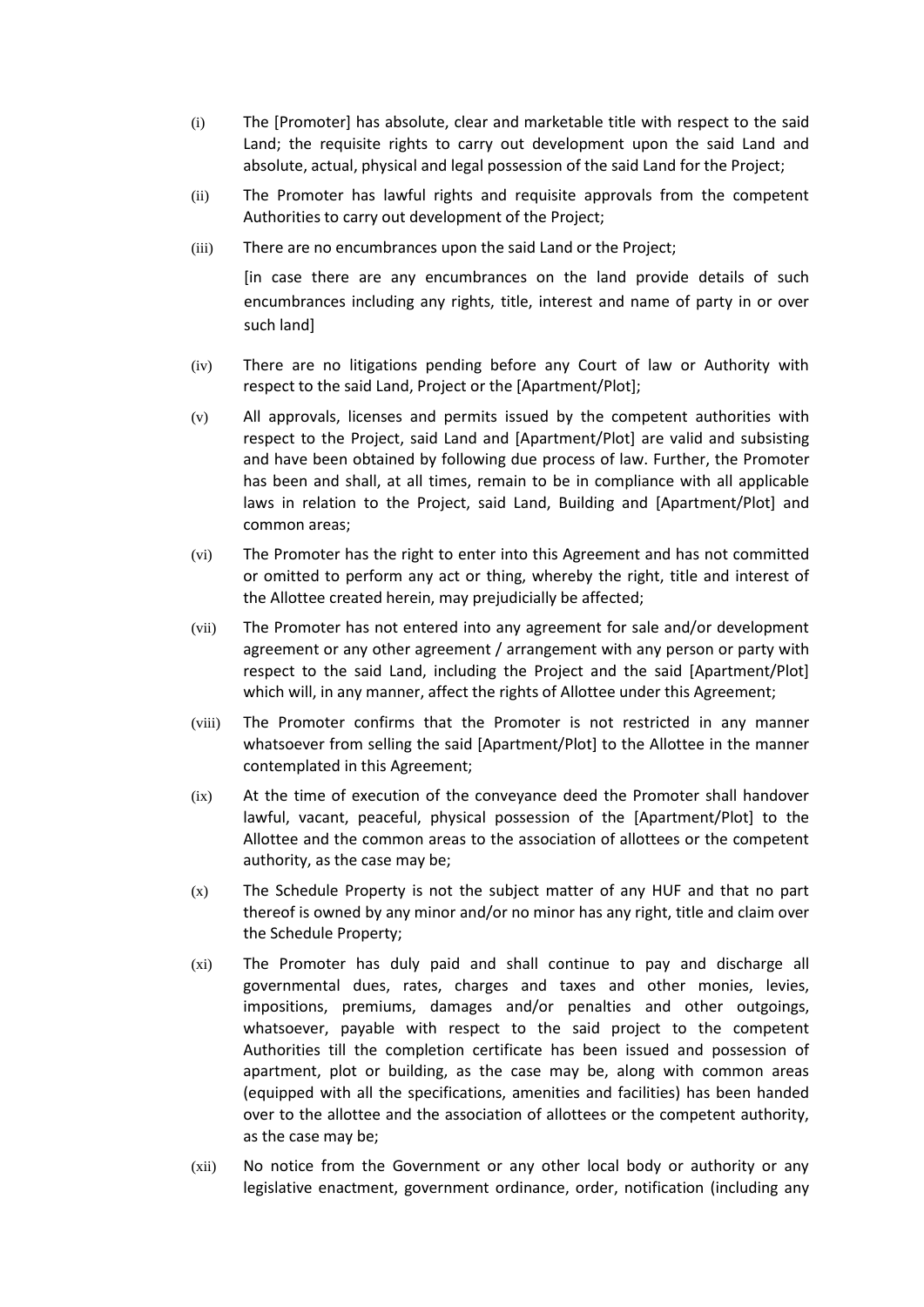(i) The [Promoter] has absolute, clear and marketable title with respect to the said Land; the requisite rights to carry out development upon the said Land and absolute, actual, physical and legal possession of the said Land for the Project;

(ii) The Promoter has lawful rights and requisite approvals from the competent Authorities to carry out development of the Project;

(iii) There are no encumbrances upon the said Land or the Project;

[in case there are any encumbrances on the land provide details of such encumbrances including any rights, title, interest and name of party in or over such land]

(iv) There are no litigations pending before any Court of law or Authority with respect to the said Land, Project or the [Apartment/Plot];

(v) All approvals, licenses and permits issued by the competent authorities with respect to the Project, said Land and [Apartment/Plot] are valid and subsisting and have been obtained by following due process of law. Further, the Promoter has been and shall, at all times, remain to be in compliance with all applicable laws in relation to the Project, said Land, Building and [Apartment/Plot] and common areas;

(vi) The Promoter has the right to enter into this Agreement and has not committed or omitted to perform any act or thing, whereby the right, title and interest of the Allottee created herein, may prejudicially be affected;

(vii) The Promoter has not entered into any agreement for sale and/or development agreement or any other agreement / arrangement with any person or party with respect to the said Land, including the Project and the said [Apartment/Plot] which will, in any manner, affect the rights of Allottee under this Agreement;

(viii) The Promoter confirms that the Promoter is not restricted in any manner whatsoever from selling the said [Apartment/Plot] to the Allottee in the manner contemplated in this Agreement;

(ix) At the time of execution of the conveyance deed the Promoter shall handover lawful, vacant, peaceful, physical possession of the [Apartment/Plot] to the Allottee and the common areas to the association of allottees or the competent authority, as the case may be;

(x) The Schedule Property is not the subject matter of any HUF and that no part thereof is owned by any minor and/or no minor has any right, title and claim over the Schedule Property;

(xi) The Promoter has duly paid and shall continue to pay and discharge all governmental dues, rates, charges and taxes and other monies, levies, impositions, premiums, damages and/or penalties and other outgoings, whatsoever, payable with respect to the said project to the competent Authorities till the completion certificate has been issued and possession of apartment, plot or building, as the case may be, along with common areas (equipped with all the specifications, amenities and facilities) has been handed over to the allottee and the association of allottees or the competent authority, as the case may be;

(xii) No notice from the Government or any other local body or authority or any legislative enactment, government ordinance, order, notification (including any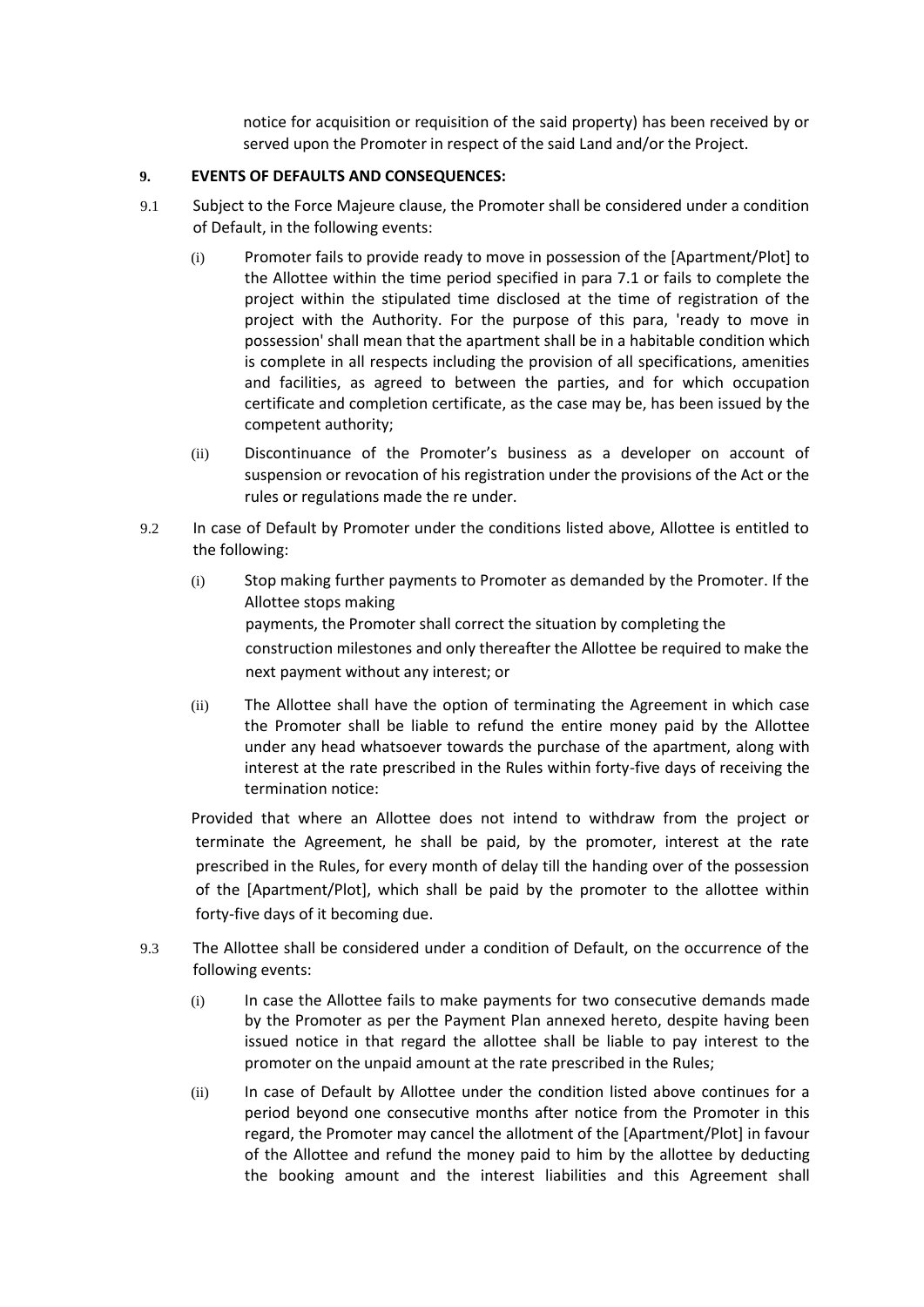notice for acquisition or requisition of the said property) has been received by or served upon the Promoter in respect of the said Land and/or the Project.

**9. EVENTS OF DEFAULTS AND CONSEQUENCES:**

9.1 Subject to the Force Majeure clause, the Promoter shall be considered under a condition of Default, in the following events:

(i) Promoter fails to provide ready to move in possession of the [Apartment/Plot] to the Allottee within the time period specified in para 7.1 or fails to complete the project within the stipulated time disclosed at the time of registration of the project with the Authority. For the purpose of this para, 'ready to move in possession' shall mean that the apartment shall be in a habitable condition which is complete in all respects including the provision of all specifications, amenities and facilities, as agreed to between the parties, and for which occupation certificate and completion certificate, as the case may be, has been issued by the competent authority;

(ii) Discontinuance of the Promoter's business as a developer on account of suspension or revocation of his registration under the provisions of the Act or the rules or regulations made the re under.

9.2 In case of Default by Promoter under the conditions listed above, Allottee is entitled to the following:

(i) Stop making further payments to Promoter as demanded by the Promoter. If the Allottee stops making payments, the Promoter shall correct the situation by completing the construction milestones and only thereafter the Allottee be required to make the next payment without any interest; or

(ii) The Allottee shall have the option of terminating the Agreement in which case the Promoter shall be liable to refund the entire money paid by the Allottee under any head whatsoever towards the purchase of the apartment, along with interest at the rate prescribed in the Rules within forty-five days of receiving the termination notice:

Provided that where an Allottee does not intend to withdraw from the project or terminate the Agreement, he shall be paid, by the promoter, interest at the rate prescribed in the Rules, for every month of delay till the handing over of the possession of the [Apartment/Plot], which shall be paid by the promoter to the allottee within forty-five days of it becoming due.

9.3 The Allottee shall be considered under a condition of Default, on the occurrence of the following events:

(i) In case the Allottee fails to make payments for two consecutive demands made by the Promoter as per the Payment Plan annexed hereto, despite having been issued notice in that regard the allottee shall be liable to pay interest to the promoter on the unpaid amount at the rate prescribed in the Rules;

(ii) In case of Default by Allottee under the condition listed above continues for a period beyond one consecutive months after notice from the Promoter in this regard, the Promoter may cancel the allotment of the [Apartment/Plot] in favour of the Allottee and refund the money paid to him by the allottee by deducting the booking amount and the interest liabilities and this Agreement shall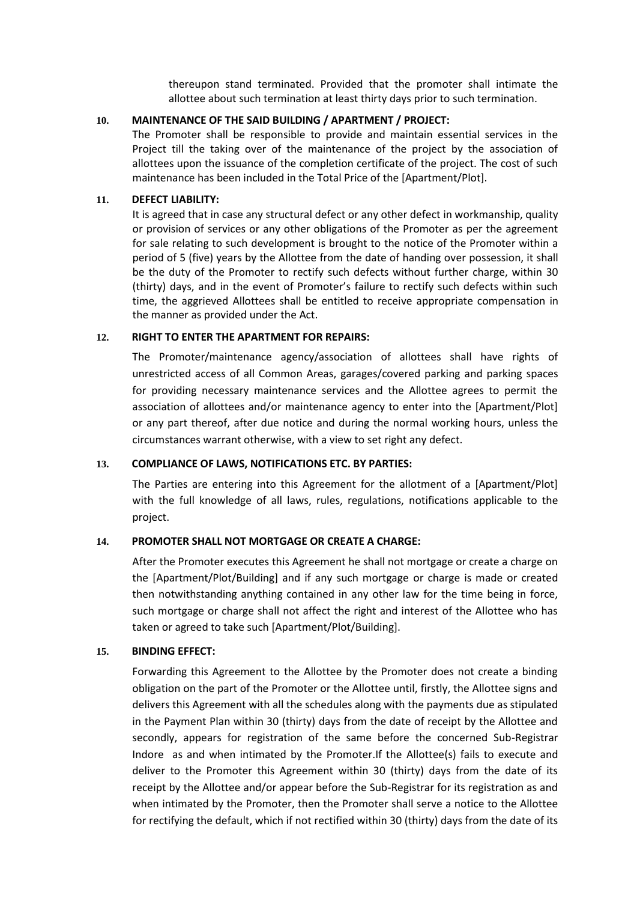thereupon stand terminated. Provided that the promoter shall intimate the allottee about such termination at least thirty days prior to such termination.

**10. MAINTENANCE OF THE SAID BUILDING / APARTMENT / PROJECT:**

The Promoter shall be responsible to provide and maintain essential services in the Project till the taking over of the maintenance of the project by the association of allottees upon the issuance of the completion certificate of the project. The cost of such maintenance has been included in the Total Price of the [Apartment/Plot].

**11. DEFECT LIABILITY:**

It is agreed that in case any structural defect or any other defect in workmanship, quality or provision of services or any other obligations of the Promoter as per the agreement for sale relating to such development is brought to the notice of the Promoter within a period of 5 (five) years by the Allottee from the date of handing over possession, it shall be the duty of the Promoter to rectify such defects without further charge, within 30 (thirty) days, and in the event of Promoter's failure to rectify such defects within such time, the aggrieved Allottees shall be entitled to receive appropriate compensation in the manner as provided under the Act.

**12. RIGHT TO ENTER THE APARTMENT FOR REPAIRS:**

The Promoter/maintenance agency/association of allottees shall have rights of unrestricted access of all Common Areas, garages/covered parking and parking spaces for providing necessary maintenance services and the Allottee agrees to permit the association of allottees and/or maintenance agency to enter into the [Apartment/Plot] or any part thereof, after due notice and during the normal working hours, unless the circumstances warrant otherwise, with a view to set right any defect.

**13. COMPLIANCE OF LAWS, NOTIFICATIONS ETC. BY PARTIES:**

The Parties are entering into this Agreement for the allotment of a [Apartment/Plot] with the full knowledge of all laws, rules, regulations, notifications applicable to the project.

**14. PROMOTER SHALL NOT MORTGAGE OR CREATE A CHARGE:**

After the Promoter executes this Agreement he shall not mortgage or create a charge on the [Apartment/Plot/Building] and if any such mortgage or charge is made or created then notwithstanding anything contained in any other law for the time being in force, such mortgage or charge shall not affect the right and interest of the Allottee who has taken or agreed to take such [Apartment/Plot/Building].

**15. BINDING EFFECT:**

Forwarding this Agreement to the Allottee by the Promoter does not create a binding obligation on the part of the Promoter or the Allottee until, firstly, the Allottee signs and delivers this Agreement with all the schedules along with the payments due as stipulated in the Payment Plan within 30 (thirty) days from the date of receipt by the Allottee and secondly, appears for registration of the same before the concerned Sub-Registrar Indore as and when intimated by the Promoter.If the Allottee(s) fails to execute and deliver to the Promoter this Agreement within 30 (thirty) days from the date of its receipt by the Allottee and/or appear before the Sub-Registrar for its registration as and when intimated by the Promoter, then the Promoter shall serve a notice to the Allottee for rectifying the default, which if not rectified within 30 (thirty) days from the date of its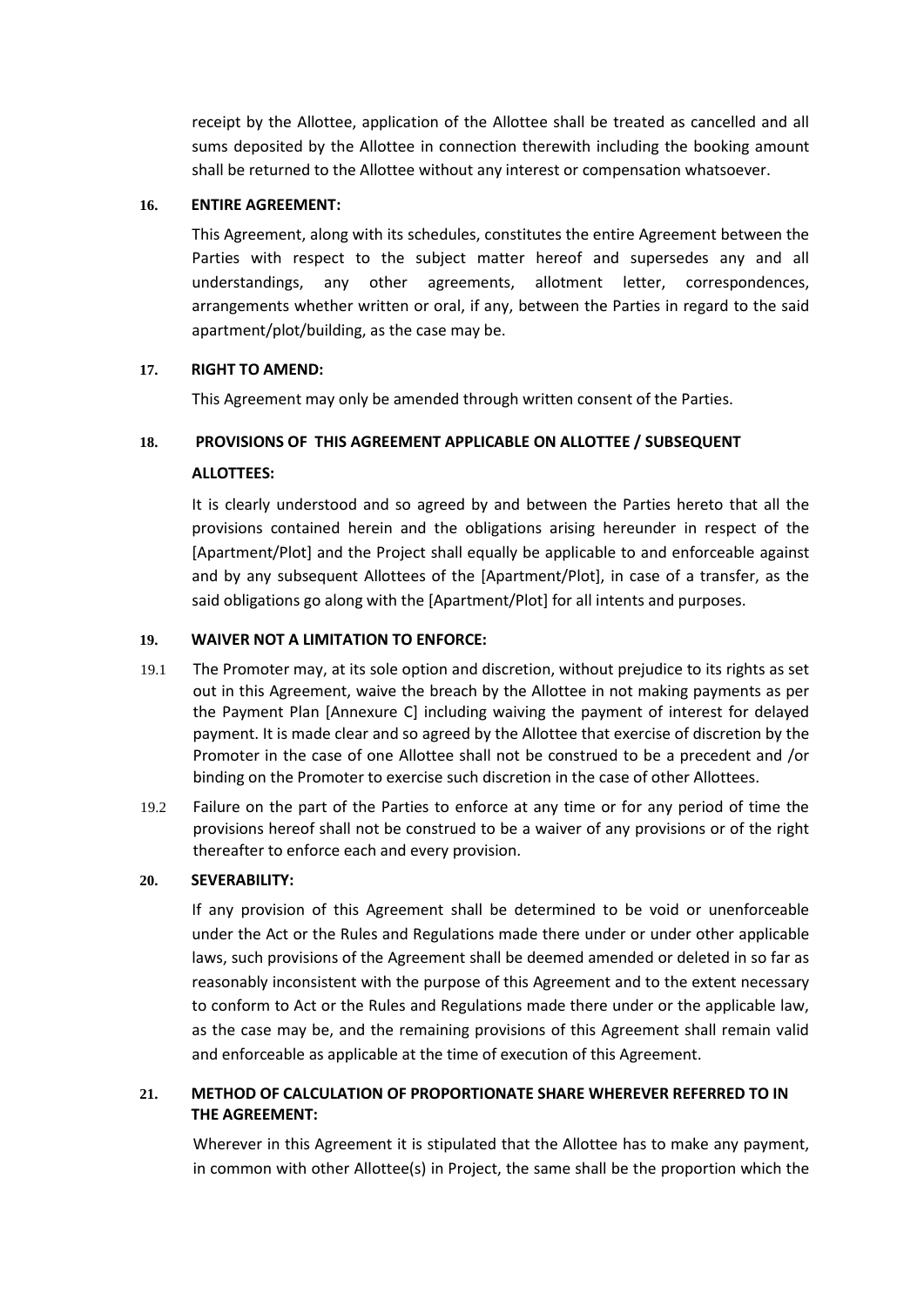receipt by the Allottee, application of the Allottee shall be treated as cancelled and all sums deposited by the Allottee in connection therewith including the booking amount shall be returned to the Allottee without any interest or compensation whatsoever.

**16. ENTIRE AGREEMENT:**

This Agreement, along with its schedules, constitutes the entire Agreement between the Parties with respect to the subject matter hereof and supersedes any and all understandings, any other agreements, allotment letter, correspondences, arrangements whether written or oral, if any, between the Parties in regard to the said apartment/plot/building, as the case may be.

**17. RIGHT TO AMEND:**

This Agreement may only be amended through written consent of the Parties.

**18. PROVISIONS OF THIS AGREEMENT APPLICABLE ON ALLOTTEE / SUBSEQUENT ALLOTTEES:**

It is clearly understood and so agreed by and between the Parties hereto that all the provisions contained herein and the obligations arising hereunder in respect of the [Apartment/Plot] and the Project shall equally be applicable to and enforceable against and by any subsequent Allottees of the [Apartment/Plot], in case of a transfer, as the said obligations go along with the [Apartment/Plot] for all intents and purposes.

**19. WAIVER NOT A LIMITATION TO ENFORCE:**

19.1 The Promoter may, at its sole option and discretion, without prejudice to its rights as set out in this Agreement, waive the breach by the Allottee in not making payments as per the Payment Plan [Annexure C] including waiving the payment of interest for delayed payment. It is made clear and so agreed by the Allottee that exercise of discretion by the Promoter in the case of one Allottee shall not be construed to be a precedent and /or binding on the Promoter to exercise such discretion in the case of other Allottees.

19.2 Failure on the part of the Parties to enforce at any time or for any period of time the provisions hereof shall not be construed to be a waiver of any provisions or of the right thereafter to enforce each and every provision.

**20. SEVERABILITY:**

If any provision of this Agreement shall be determined to be void or unenforceable under the Act or the Rules and Regulations made there under or under other applicable laws, such provisions of the Agreement shall be deemed amended or deleted in so far as reasonably inconsistent with the purpose of this Agreement and to the extent necessary to conform to Act or the Rules and Regulations made there under or the applicable law, as the case may be, and the remaining provisions of this Agreement shall remain valid and enforceable as applicable at the time of execution of this Agreement.

**21. METHOD OF CALCULATION OF PROPORTIONATE SHARE WHEREVER REFERRED TO IN THE AGREEMENT:**

Wherever in this Agreement it is stipulated that the Allottee has to make any payment, in common with other Allottee(s) in Project, the same shall be the proportion which the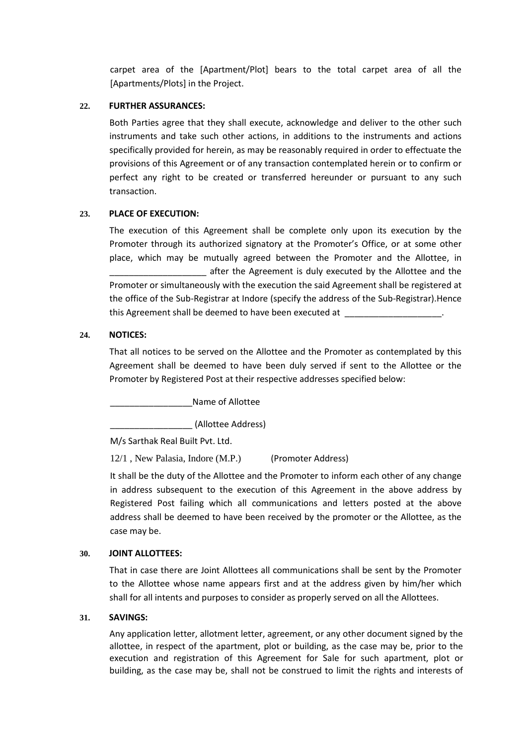carpet area of the [Apartment/Plot] bears to the total carpet area of all the [Apartments/Plots] in the Project.

**22. FURTHER ASSURANCES:**

Both Parties agree that they shall execute, acknowledge and deliver to the other such instruments and take such other actions, in additions to the instruments and actions specifically provided for herein, as may be reasonably required in order to effectuate the provisions of this Agreement or of any transaction contemplated herein or to confirm or perfect any right to be created or transferred hereunder or pursuant to any such transaction.

**23. PLACE OF EXECUTION:**

The execution of this Agreement shall be complete only upon its execution by the Promoter through its authorized signatory at the Promoter's Office, or at some other place, which may be mutually agreed between the Promoter and the Allottee, in ____________________ after the Agreement is duly executed by the Allottee and the Promoter or simultaneously with the execution the said Agreement shall be registered at the office of the Sub-Registrar at Indore (specify the address of the Sub-Registrar).Hence this Agreement shall be deemed to have been executed at ____________________.

**24. NOTICES:**

That all notices to be served on the Allottee and the Promoter as contemplated by this Agreement shall be deemed to have been duly served if sent to the Allottee or the Promoter by Registered Post at their respective addresses specified below:

_________________Name of Allottee

_________________ (Allottee Address)

M/s Sarthak Real Built Pvt. Ltd.

12/1 , New Palasia, Indore (M.P.) (Promoter Address)

It shall be the duty of the Allottee and the Promoter to inform each other of any change in address subsequent to the execution of this Agreement in the above address by Registered Post failing which all communications and letters posted at the above address shall be deemed to have been received by the promoter or the Allottee, as the case may be.

**30. JOINT ALLOTTEES:**

That in case there are Joint Allottees all communications shall be sent by the Promoter to the Allottee whose name appears first and at the address given by him/her which shall for all intents and purposes to consider as properly served on all the Allottees.

**31. SAVINGS:**

Any application letter, allotment letter, agreement, or any other document signed by the allottee, in respect of the apartment, plot or building, as the case may be, prior to the execution and registration of this Agreement for Sale for such apartment, plot or building, as the case may be, shall not be construed to limit the rights and interests of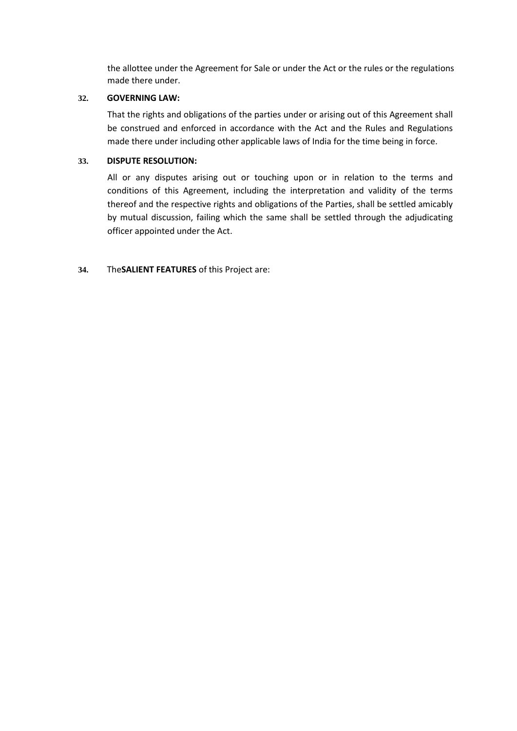the allottee under the Agreement for Sale or under the Act or the rules or the regulations made there under.

**32. GOVERNING LAW:**

That the rights and obligations of the parties under or arising out of this Agreement shall be construed and enforced in accordance with the Act and the Rules and Regulations made there under including other applicable laws of India for the time being in force.

**33. DISPUTE RESOLUTION:**

All or any disputes arising out or touching upon or in relation to the terms and conditions of this Agreement, including the interpretation and validity of the terms thereof and the respective rights and obligations of the Parties, shall be settled amicably by mutual discussion, failing which the same shall be settled through the adjudicating officer appointed under the Act.

**34.** The**SALIENT FEATURES** of this Project are: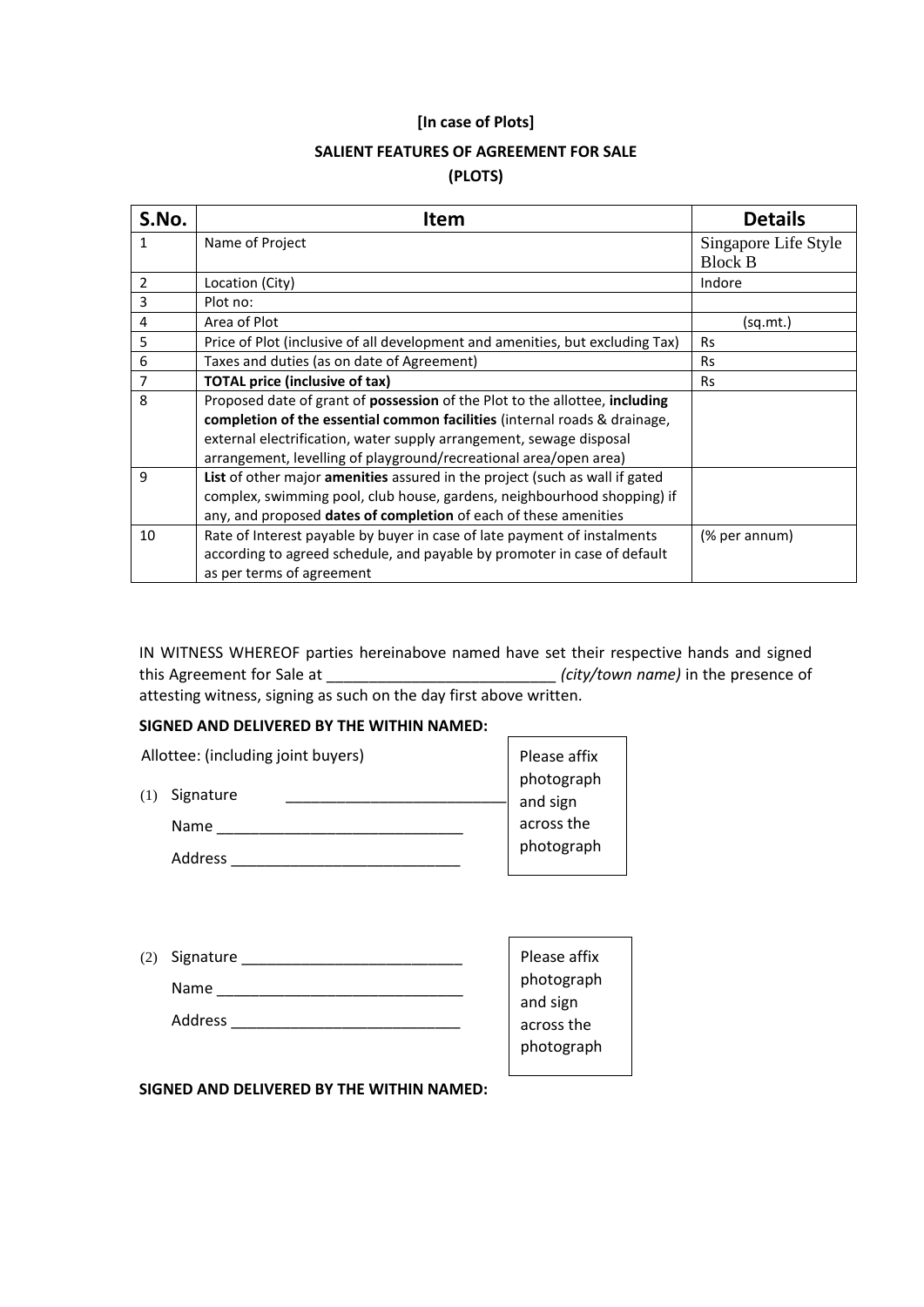**[In case of Plots]**

**SALIENT FEATURES OF AGREEMENT FOR SALE**

**(PLOTS)**

| S.No. | Item | Details |
|---|---|---|
| 1 | Name of Project | Singapore Life Style Block B |
| 2 | Location (City) | Indore |
| 3 | Plot no: | |
| 4 | Area of Plot | (sq.mt.) |
| 5 | Price of Plot (inclusive of all development and amenities, but excluding Tax) | Rs |
| 6 | Taxes and duties (as on date of Agreement) | Rs |
| 7 | **TOTAL price (inclusive of tax)** | Rs |
| 8 | Proposed date of grant of **possession** of the Plot to the allottee, **including completion of the essential common facilities** (internal roads & drainage, external electrification, water supply arrangement, sewage disposal arrangement, levelling of playground/recreational area/open area) | |
| 9 | **List** of other major **amenities** assured in the project (such as wall if gated complex, swimming pool, club house, gardens, neighbourhood shopping) if any, and proposed **dates of completion** of each of these amenities | |
| 10 | Rate of Interest payable by buyer in case of late payment of instalments according to agreed schedule, and payable by promoter in case of default as per terms of agreement | (% per annum) |

IN WITNESS WHEREOF parties hereinabove named have set their respective hands and signed this Agreement for Sale at ___________________________ *(city/town name)* in the presence of attesting witness, signing as such on the day first above written.

**SIGNED AND DELIVERED BY THE WITHIN NAMED:**

Allottee: (including joint buyers)

(1) Signature ___________________________

Name ______________________________

Address ____________________________

Please affix photograph and sign across the photograph

(2) Signature ___________________________

Name ______________________________

Address ____________________________

Please affix photograph and sign across the photograph

**SIGNED AND DELIVERED BY THE WITHIN NAMED:**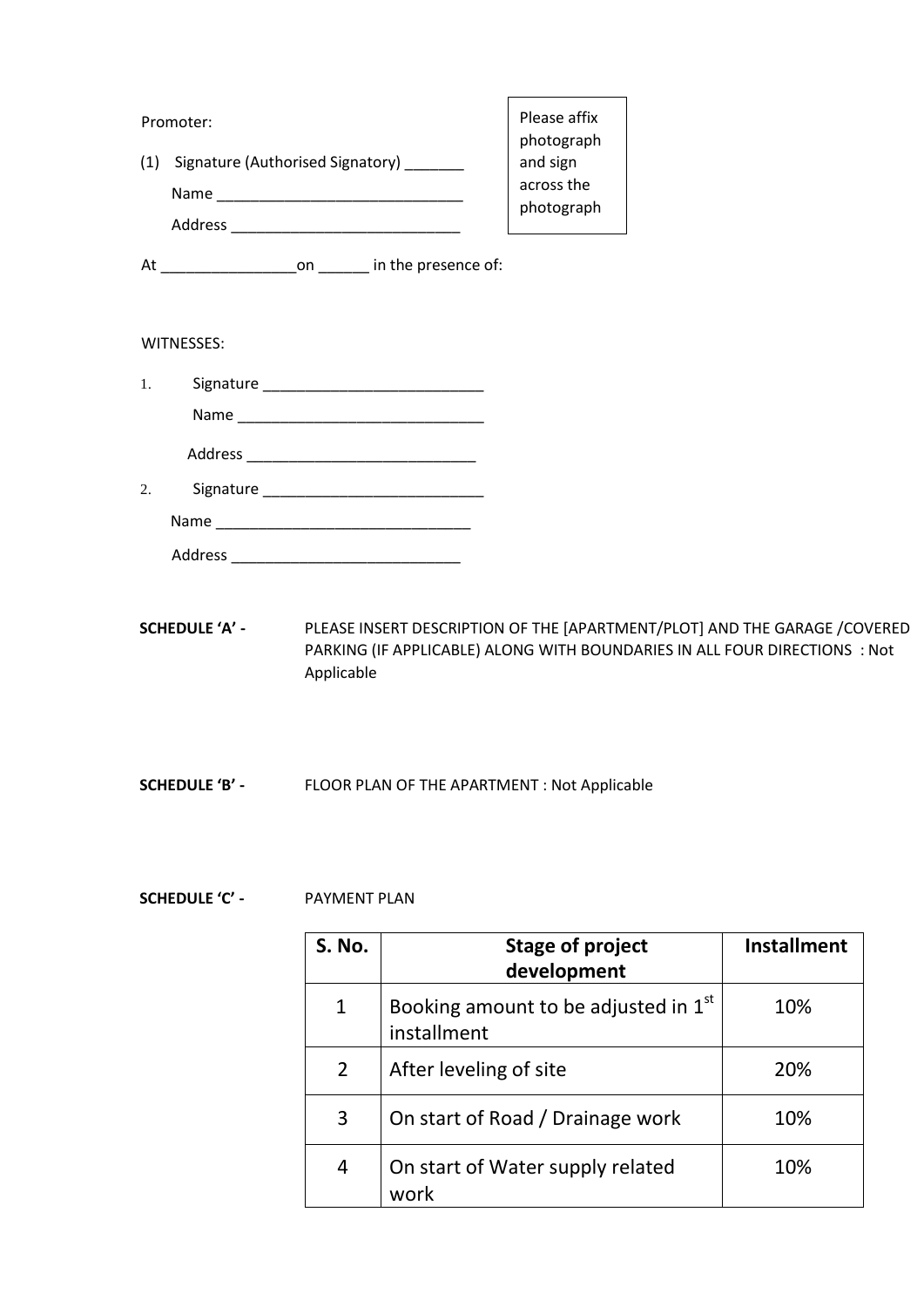Promoter:

(1) Signature (Authorised Signatory) _______

Name _____________________________

Address ___________________________

Please affix photograph and sign across the photograph

At ________________on ______ in the presence of:

WITNESSES:

1. Signature ___________________________

Name ______________________________

Address ___________________________

2. Signature ___________________________

Name _______________________________

Address ___________________________

**SCHEDULE 'A' -** PLEASE INSERT DESCRIPTION OF THE [APARTMENT/PLOT] AND THE GARAGE /COVERED PARKING (IF APPLICABLE) ALONG WITH BOUNDARIES IN ALL FOUR DIRECTIONS : Not Applicable

**SCHEDULE 'B' -** FLOOR PLAN OF THE APARTMENT : Not Applicable

**SCHEDULE 'C' -** PAYMENT PLAN

| S. No. | Stage of project development | Installment |
|---|---|---|
| 1 | Booking amount to be adjusted in 1st installment | 10% |
| 2 | After leveling of site | 20% |
| 3 | On start of Road / Drainage work | 10% |
| 4 | On start of Water supply related work | 10% |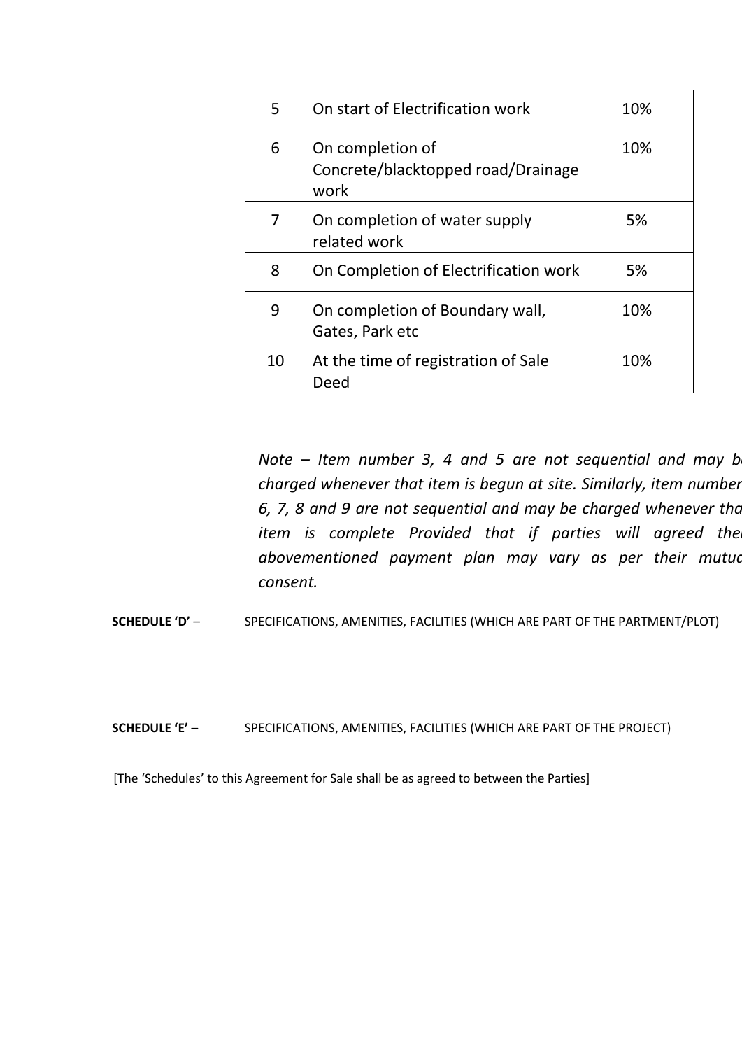| | | |
|---|---|---|
| 5 | On start of Electrification work | 10% |
| 6 | On completion of Concrete/blacktopped road/Drainage work | 10% |
| 7 | On completion of water supply related work | 5% |
| 8 | On Completion of Electrification work | 5% |
| 9 | On completion of Boundary wall, Gates, Park etc | 10% |
| 10 | At the time of registration of Sale Deed | 10% |

*Note – Item number 3, 4 and 5 are not sequential and may be charged whenever that item is begun at site. Similarly, item number 6, 7, 8 and 9 are not sequential and may be charged whenever that item is complete Provided that if parties will agreed then abovementioned payment plan may vary as per their mutual consent.*

**SCHEDULE 'D'** – SPECIFICATIONS, AMENITIES, FACILITIES (WHICH ARE PART OF THE PARTMENT/PLOT)

**SCHEDULE 'E'** – SPECIFICATIONS, AMENITIES, FACILITIES (WHICH ARE PART OF THE PROJECT)

[The 'Schedules' to this Agreement for Sale shall be as agreed to between the Parties]